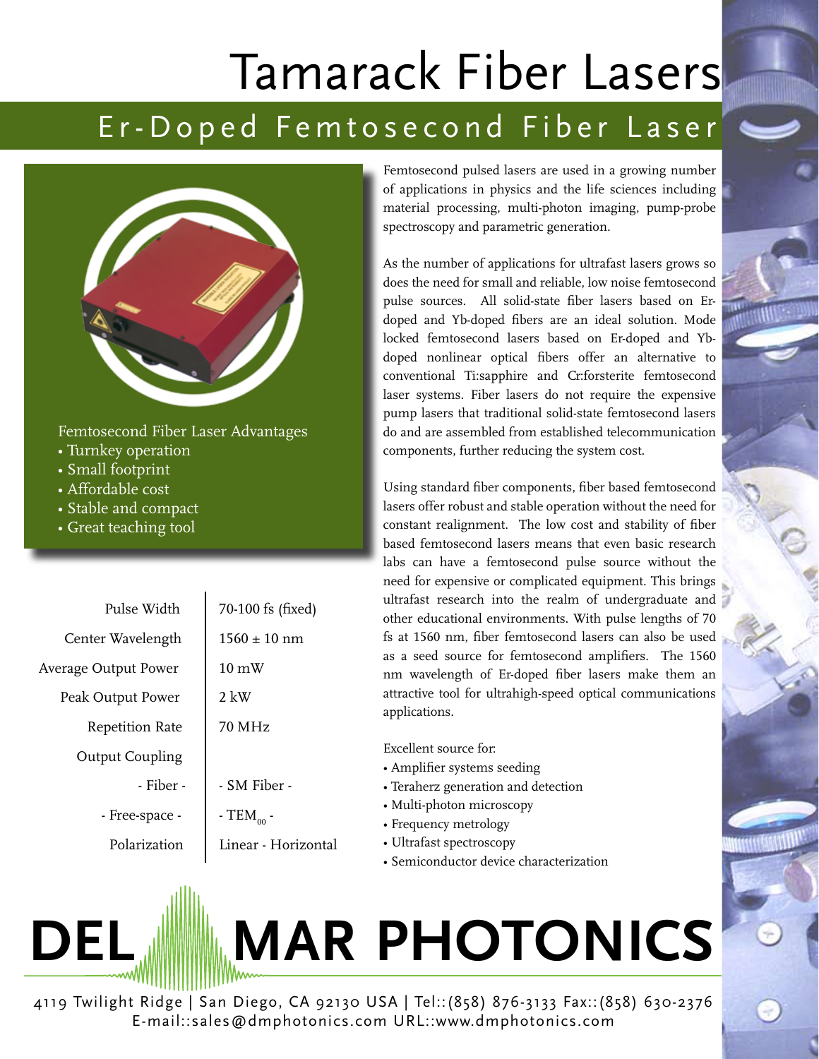# Tamarack Fiber Lasers

## Er-Doped Femtosecond Fiber Laser

Femtosecond Fiber Laser Advantages

- Turnkey operation
- Small footprint
- Affordable cost
- Stable and compact
- Great teaching tool

| | |
|---|---|
| Pulse Width | 70-100 fs (fixed) |
| Center Wavelength | 1560 ± 10 nm |
| Average Output Power | 10 mW |
| Peak Output Power | 2 kW |
| Repetition Rate | 70 MHz |
| Output Coupling | |
| - Fiber - | - SM Fiber - |
| - Free-space - | - $TEM_{00}$ - |
| Polarization | Linear - Horizontal |

Femtosecond pulsed lasers are used in a growing number of applications in physics and the life sciences including material processing, multi-photon imaging, pump-probe spectroscopy and parametric generation.

As the number of applications for ultrafast lasers grows so does the need for small and reliable, low noise femtosecond pulse sources. All solid-state fiber lasers based on Er-doped and Yb-doped fibers are an ideal solution. Mode locked femtosecond lasers based on Er-doped and Yb-doped nonlinear optical fibers offer an alternative to conventional Ti:sapphire and Cr:forsterite femtosecond laser systems. Fiber lasers do not require the expensive pump lasers that traditional solid-state femtosecond lasers do and are assembled from established telecommunication components, further reducing the system cost.

Using standard fiber components, fiber based femtosecond lasers offer robust and stable operation without the need for constant realignment. The low cost and stability of fiber based femtosecond lasers means that even basic research labs can have a femtosecond pulse source without the need for expensive or complicated equipment. This brings ultrafast research into the realm of undergraduate and other educational environments. With pulse lengths of 70 fs at 1560 nm, fiber femtosecond lasers can also be used as a seed source for femtosecond amplifiers. The 1560 nm wavelength of Er-doped fiber lasers make them an attractive tool for ultrahigh-speed optical communications applications.

Excellent source for:

- Amplifier systems seeding
- Teraherz generation and detection
- Multi-photon microscopy
- Frequency metrology
- Ultrafast spectroscopy
- Semiconductor device characterization

**DEL MAR PHOTONICS**

4119 Twilight Ridge | San Diego, CA 92130 USA | Tel::(858) 876-3133 Fax::(858) 630-2376
E-mail::sales@dmphotonics.com URL::www.dmphotonics.com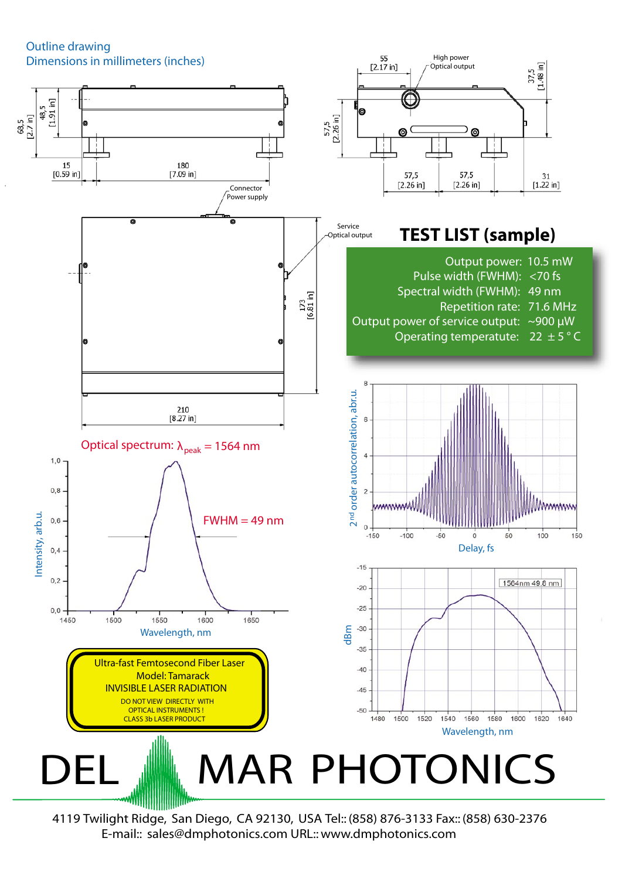## Outline drawing
## Dimensions in millimeters (inches)

68,5 [2.7 in]
48,5 [1.91 in]
15 [0.59 in]
180 [7.09 in]
55 [2.17 in]
High power Optical output
37,5 [1.48 in]
57,5 [2.26 in]
57,5 [2.26 in]
57,5 [2.26 in]
31 [1.22 in]
Connector Power supply
Service Optical output
173 [6.81 in]
210 [8.27 in]

## TEST LIST (sample)

| | |
|---|---|
| Output power: | 10.5 mW |
| Pulse width (FWHM): | <70 fs |
| Spectral width (FWHM): | 49 nm |
| Repetition rate: | 71.6 MHz |
| Output power of service output: | ~900 µW |
| Operating temperatute: | 22 ± 5 °C |

Optical spectrum: $\lambda_{peak}$ = 1564 nm

FWHM = 49 nm

Intensity, arb.u.

1,0
0,8
0,6
0,4
0,2
0,0

1450 1500 1550 1600 1650

Wavelength, nm

2[nd] order autocorrelation, abr.u.

8
6
4
2
0

-150 -100 -50 0 50 100 150

Delay, fs

dBm

-15
-20
-25
-30
-35
-40
-45
-50

1480 1500 1520 1540 1560 1580 1600 1620 1640

1564nm 49.8 nm

Wavelength, nm

Ultra-fast Femtosecond Fiber Laser
Model: Tamarack
INVISIBLE LASER RADIATION
DO NOT VIEW DIRECTLY WITH
OPTICAL INSTRUMENTS !
CLASS 3b LASER PRODUCT

# DEL MAR PHOTONICS

4119 Twilight Ridge, San Diego, CA 92130, USA Tel:: (858) 876-3133 Fax:: (858) 630-2376
E-mail:: sales@dmphotonics.com URL:: www.dmphotonics.com